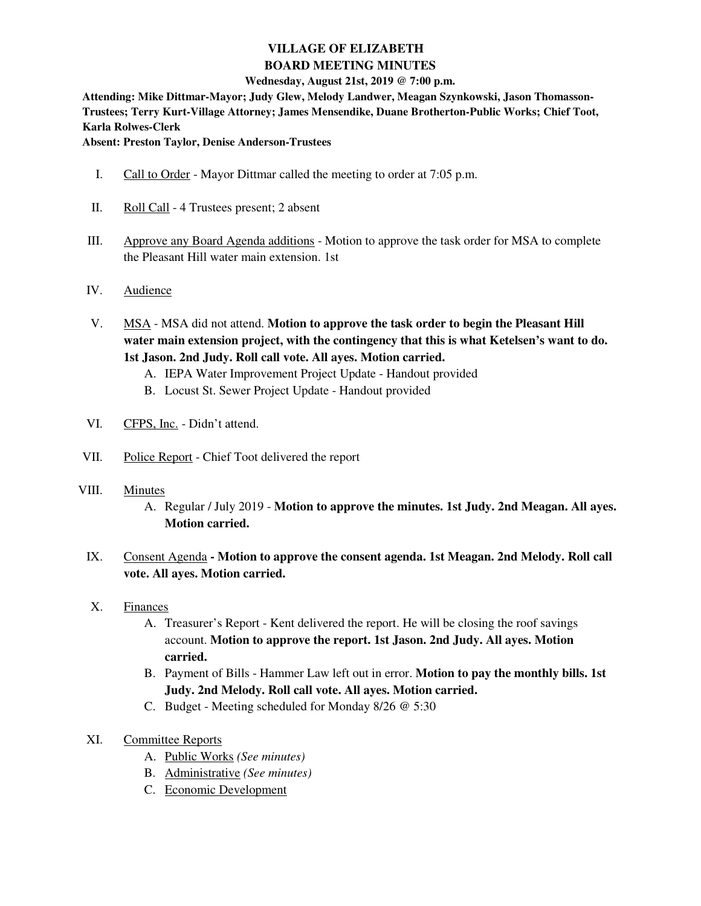# VILLAGE OF ELIZABETH
# BOARD MEETING MINUTES

**Wednesday, August 21st, 2019 @ 7:00 p.m.**

**Attending: Mike Dittmar-Mayor; Judy Glew, Melody Landwer, Meagan Szynkowski, Jason Thomasson-Trustees; Terry Kurt-Village Attorney; James Mensendike, Duane Brotherton-Public Works; Chief Toot, Karla Rolwes-Clerk**

**Absent: Preston Taylor, Denise Anderson-Trustees**

I. Call to Order - Mayor Dittmar called the meeting to order at 7:05 p.m.

II. Roll Call - 4 Trustees present; 2 absent

III. Approve any Board Agenda additions - Motion to approve the task order for MSA to complete the Pleasant Hill water main extension. 1st

IV. Audience

V. MSA - MSA did not attend. **Motion to approve the task order to begin the Pleasant Hill water main extension project, with the contingency that this is what Ketelsen's want to do. 1st Jason. 2nd Judy. Roll call vote. All ayes. Motion carried.**
   - A. IEPA Water Improvement Project Update - Handout provided
   - B. Locust St. Sewer Project Update - Handout provided

VI. CFPS, Inc. - Didn't attend.

VII. Police Report - Chief Toot delivered the report

VIII. Minutes
   - A. Regular / July 2019 - **Motion to approve the minutes. 1st Judy. 2nd Meagan. All ayes. Motion carried.**

IX. Consent Agenda **- Motion to approve the consent agenda. 1st Meagan. 2nd Melody. Roll call vote. All ayes. Motion carried.**

X. Finances
   - A. Treasurer's Report - Kent delivered the report. He will be closing the roof savings account. **Motion to approve the report. 1st Jason. 2nd Judy. All ayes. Motion carried.**
   - B. Payment of Bills - Hammer Law left out in error. **Motion to pay the monthly bills. 1st Judy. 2nd Melody. Roll call vote. All ayes. Motion carried.**
   - C. Budget - Meeting scheduled for Monday 8/26 @ 5:30

XI. Committee Reports
   - A. Public Works *(See minutes)*
   - B. Administrative *(See minutes)*
   - C. Economic Development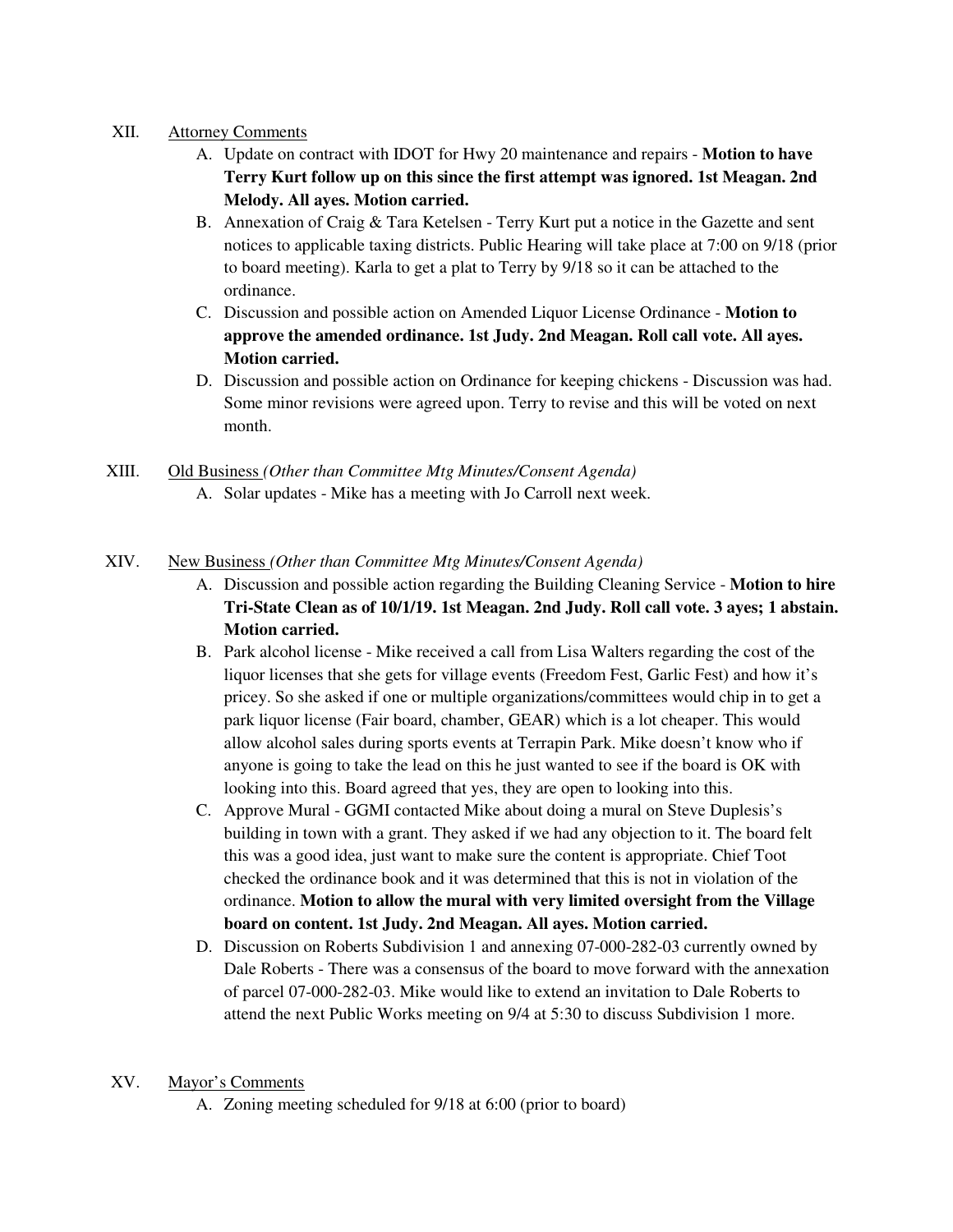XII. <u>Attorney Comments</u>

A. Update on contract with IDOT for Hwy 20 maintenance and repairs - **Motion to have Terry Kurt follow up on this since the first attempt was ignored. 1st Meagan. 2nd Melody. All ayes. Motion carried.**

B. Annexation of Craig & Tara Ketelsen - Terry Kurt put a notice in the Gazette and sent notices to applicable taxing districts. Public Hearing will take place at 7:00 on 9/18 (prior to board meeting). Karla to get a plat to Terry by 9/18 so it can be attached to the ordinance.

C. Discussion and possible action on Amended Liquor License Ordinance - **Motion to approve the amended ordinance. 1st Judy. 2nd Meagan. Roll call vote. All ayes. Motion carried.**

D. Discussion and possible action on Ordinance for keeping chickens - Discussion was had. Some minor revisions were agreed upon. Terry to revise and this will be voted on next month.

XIII. <u>Old Business</u> *(Other than Committee Mtg Minutes/Consent Agenda)*

A. Solar updates - Mike has a meeting with Jo Carroll next week.

XIV. <u>New Business</u> *(Other than Committee Mtg Minutes/Consent Agenda)*

A. Discussion and possible action regarding the Building Cleaning Service - **Motion to hire Tri-State Clean as of 10/1/19. 1st Meagan. 2nd Judy. Roll call vote. 3 ayes; 1 abstain. Motion carried.**

B. Park alcohol license - Mike received a call from Lisa Walters regarding the cost of the liquor licenses that she gets for village events (Freedom Fest, Garlic Fest) and how it's pricey. So she asked if one or multiple organizations/committees would chip in to get a park liquor license (Fair board, chamber, GEAR) which is a lot cheaper. This would allow alcohol sales during sports events at Terrapin Park. Mike doesn't know who if anyone is going to take the lead on this he just wanted to see if the board is OK with looking into this. Board agreed that yes, they are open to looking into this.

C. Approve Mural - GGMI contacted Mike about doing a mural on Steve Duplesis's building in town with a grant. They asked if we had any objection to it. The board felt this was a good idea, just want to make sure the content is appropriate. Chief Toot checked the ordinance book and it was determined that this is not in violation of the ordinance. **Motion to allow the mural with very limited oversight from the Village board on content. 1st Judy. 2nd Meagan. All ayes. Motion carried.**

D. Discussion on Roberts Subdivision 1 and annexing 07-000-282-03 currently owned by Dale Roberts - There was a consensus of the board to move forward with the annexation of parcel 07-000-282-03. Mike would like to extend an invitation to Dale Roberts to attend the next Public Works meeting on 9/4 at 5:30 to discuss Subdivision 1 more.

XV. <u>Mayor's Comments</u>

A. Zoning meeting scheduled for 9/18 at 6:00 (prior to board)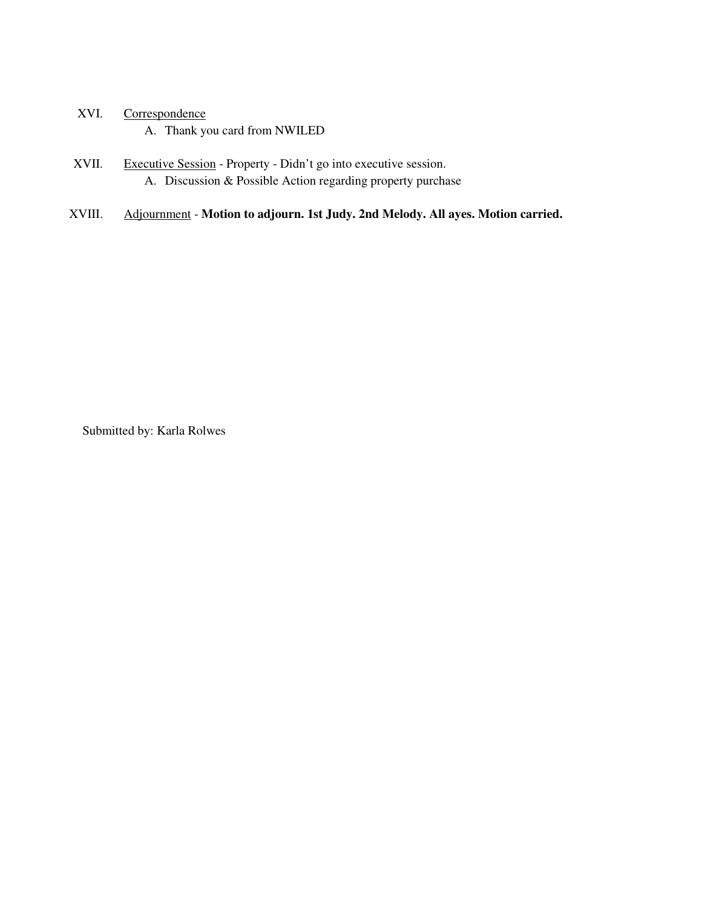XVI. Correspondence

A. Thank you card from NWILED

XVII. Executive Session - Property - Didn't go into executive session.

A. Discussion & Possible Action regarding property purchase

XVIII. Adjournment - **Motion to adjourn. 1st Judy. 2nd Melody. All ayes. Motion carried.**

Submitted by: Karla Rolwes